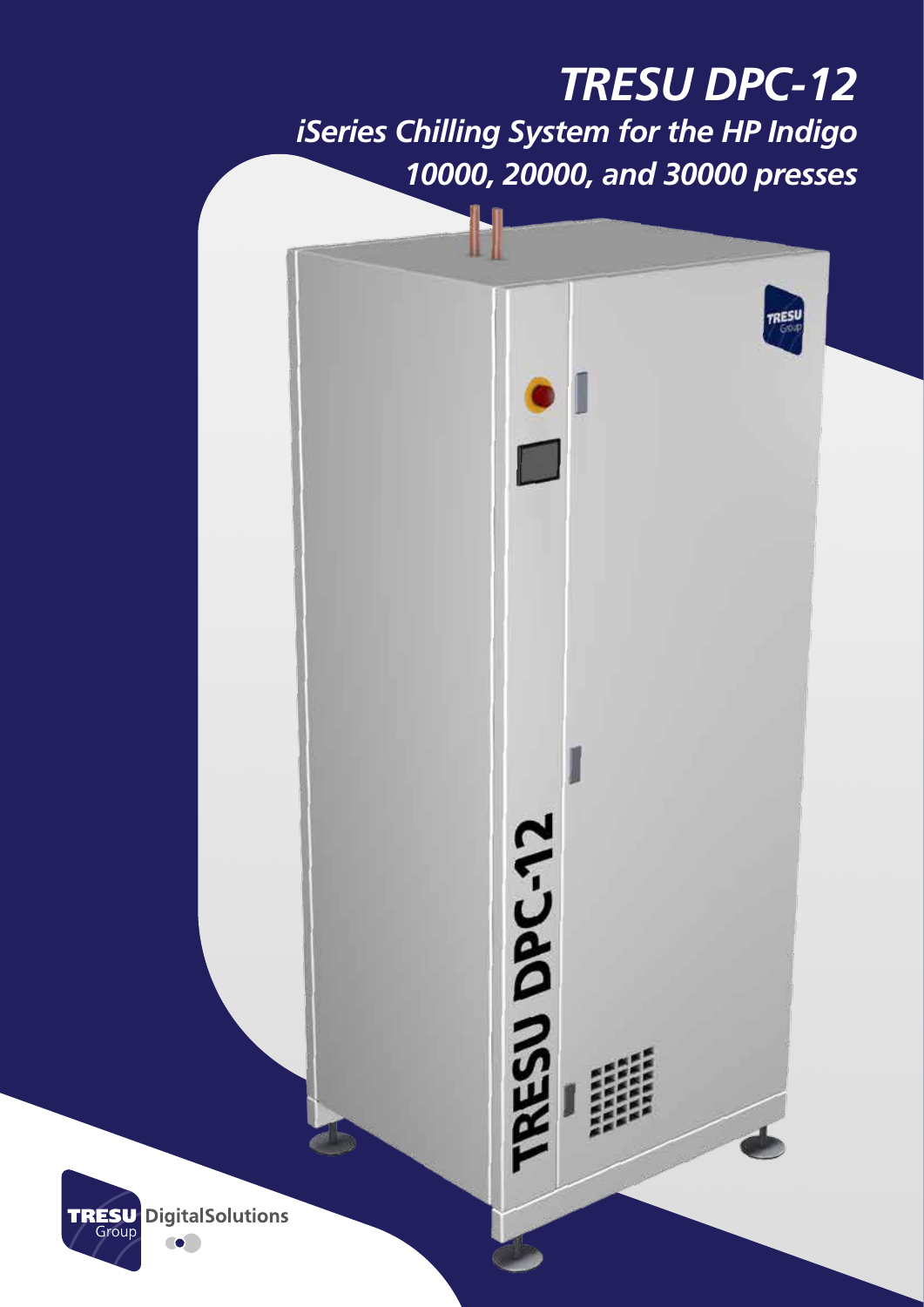# *TRESU DPC-12*

## *iSeries Chilling System for the HP Indigo 10000, 20000, and 30000 presses*

TRESU Group DigitalSolutions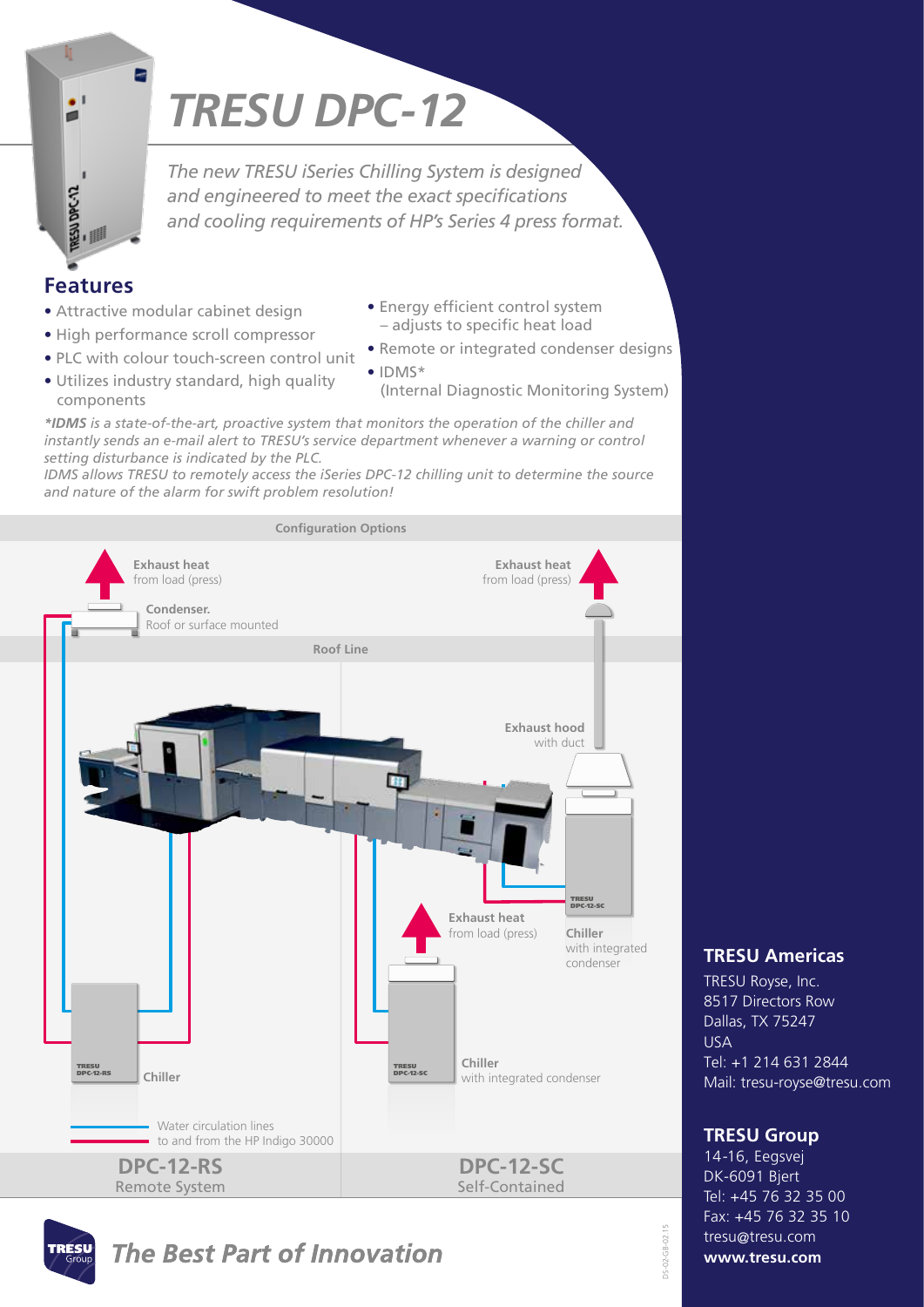# TRESU DPC-12

*The new TRESU iSeries Chilling System is designed and engineered to meet the exact specifications and cooling requirements of HP's Series 4 press format.*

## Features

- Attractive modular cabinet design
- High performance scroll compressor
- PLC with colour touch-screen control unit
- Utilizes industry standard, high quality components
- Energy efficient control system – adjusts to specific heat load
- Remote or integrated condenser designs
- IDMS* (Internal Diagnostic Monitoring System)

****IDMS** is a state-of-the-art, proactive system that monitors the operation of the chiller and instantly sends an e-mail alert to TRESU's service department whenever a warning or control setting disturbance is indicated by the PLC.*
*IDMS allows TRESU to remotely access the iSeries DPC-12 chilling unit to determine the source and nature of the alarm for swift problem resolution!*

**Configuration Options**

**Exhaust heat** from load (press)

**Condenser.** Roof or surface mounted

**Exhaust heat** from load (press)

**Roof Line**

**Exhaust hood** with duct

TRESU DPC-12-SC

**Exhaust heat** from load (press)

**Chiller** with integrated condenser

TRESU DPC-12-RS

**Chiller**

TRESU DPC-12-SC

**Chiller** with integrated condenser

Water circulation lines to and from the HP Indigo 30000

**DPC-12-RS**
Remote System

**DPC-12-SC**
Self-Contained

### TRESU Americas

TRESU Royse, Inc.
8517 Directors Row
Dallas, TX 75247
USA
Tel: +1 214 631 2844
Mail: tresu-royse@tresu.com

### TRESU Group

14-16, Eegsvej
DK-6091 Bjert
Tel: +45 76 32 35 00
Fax: +45 76 32 35 10
tresu@tresu.com
**www.tresu.com**

*The Best Part of Innovation*

DS-02-GB-02-15